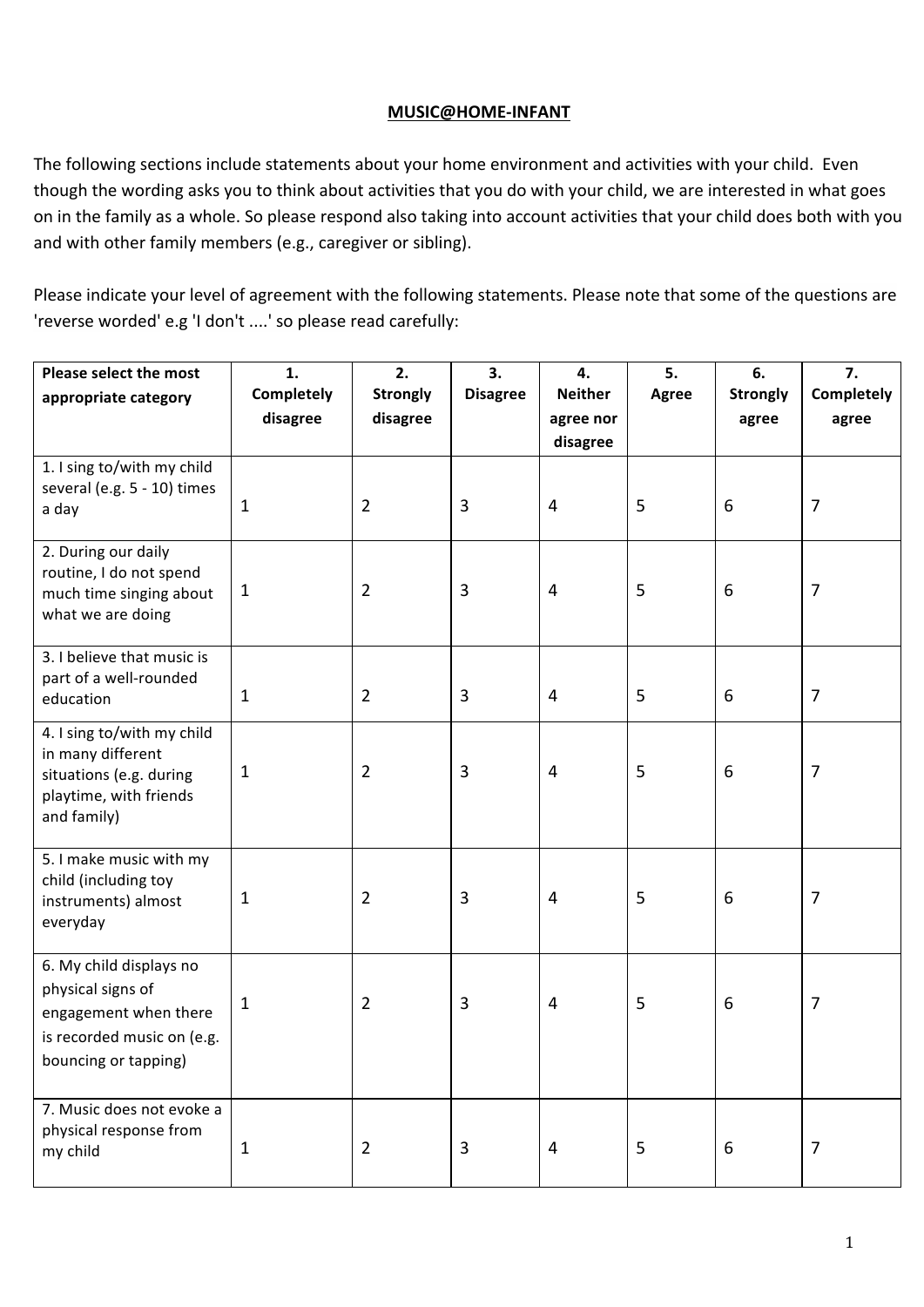# MUSIC@HOME-INFANT

The following sections include statements about your home environment and activities with your child. Even though the wording asks you to think about activities that you do with your child, we are interested in what goes on in the family as a whole. So please respond also taking into account activities that your child does both with you and with other family members (e.g., caregiver or sibling).

Please indicate your level of agreement with the following statements. Please note that some of the questions are 'reverse worded' e.g 'I don't ....' so please read carefully:

| **Please select the most appropriate category** | **1. Completely disagree** | **2. Strongly disagree** | **3. Disagree** | **4. Neither agree nor disagree** | **5. Agree** | **6. Strongly agree** | **7. Completely agree** |
|---|---|---|---|---|---|---|---|
| 1. I sing to/with my child several (e.g. 5 - 10) times a day | 1 | 2 | 3 | 4 | 5 | 6 | 7 |
| 2. During our daily routine, I do not spend much time singing about what we are doing | 1 | 2 | 3 | 4 | 5 | 6 | 7 |
| 3. I believe that music is part of a well-rounded education | 1 | 2 | 3 | 4 | 5 | 6 | 7 |
| 4. I sing to/with my child in many different situations (e.g. during playtime, with friends and family) | 1 | 2 | 3 | 4 | 5 | 6 | 7 |
| 5. I make music with my child (including toy instruments) almost everyday | 1 | 2 | 3 | 4 | 5 | 6 | 7 |
| 6. My child displays no physical signs of engagement when there is recorded music on (e.g. bouncing or tapping) | 1 | 2 | 3 | 4 | 5 | 6 | 7 |
| 7. Music does not evoke a physical response from my child | 1 | 2 | 3 | 4 | 5 | 6 | 7 |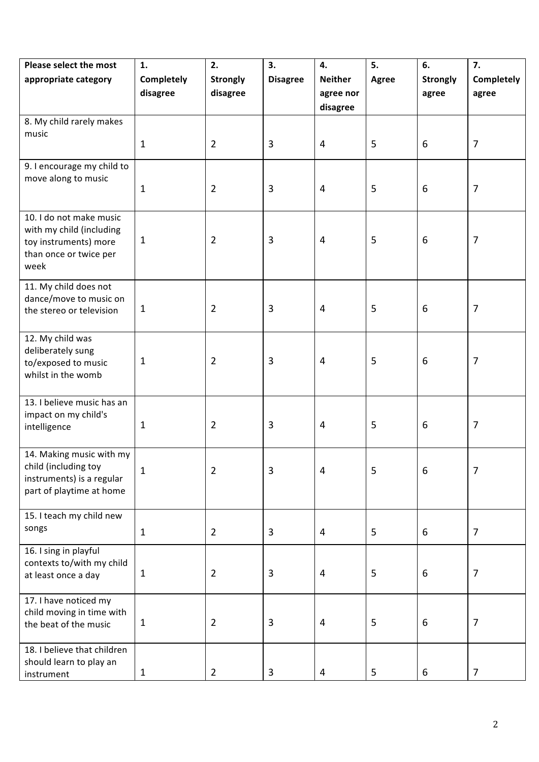| Please select the most appropriate category | 1. Completely disagree | 2. Strongly disagree | 3. Disagree | 4. Neither agree nor disagree | 5. Agree | 6. Strongly agree | 7. Completely agree |
|---|---|---|---|---|---|---|---|
| 8. My child rarely makes music | 1 | 2 | 3 | 4 | 5 | 6 | 7 |
| 9. I encourage my child to move along to music | 1 | 2 | 3 | 4 | 5 | 6 | 7 |
| 10. I do not make music with my child (including toy instruments) more than once or twice per week | 1 | 2 | 3 | 4 | 5 | 6 | 7 |
| 11. My child does not dance/move to music on the stereo or television | 1 | 2 | 3 | 4 | 5 | 6 | 7 |
| 12. My child was deliberately sung to/exposed to music whilst in the womb | 1 | 2 | 3 | 4 | 5 | 6 | 7 |
| 13. I believe music has an impact on my child's intelligence | 1 | 2 | 3 | 4 | 5 | 6 | 7 |
| 14. Making music with my child (including toy instruments) is a regular part of playtime at home | 1 | 2 | 3 | 4 | 5 | 6 | 7 |
| 15. I teach my child new songs | 1 | 2 | 3 | 4 | 5 | 6 | 7 |
| 16. I sing in playful contexts to/with my child at least once a day | 1 | 2 | 3 | 4 | 5 | 6 | 7 |
| 17. I have noticed my child moving in time with the beat of the music | 1 | 2 | 3 | 4 | 5 | 6 | 7 |
| 18. I believe that children should learn to play an instrument | 1 | 2 | 3 | 4 | 5 | 6 | 7 |